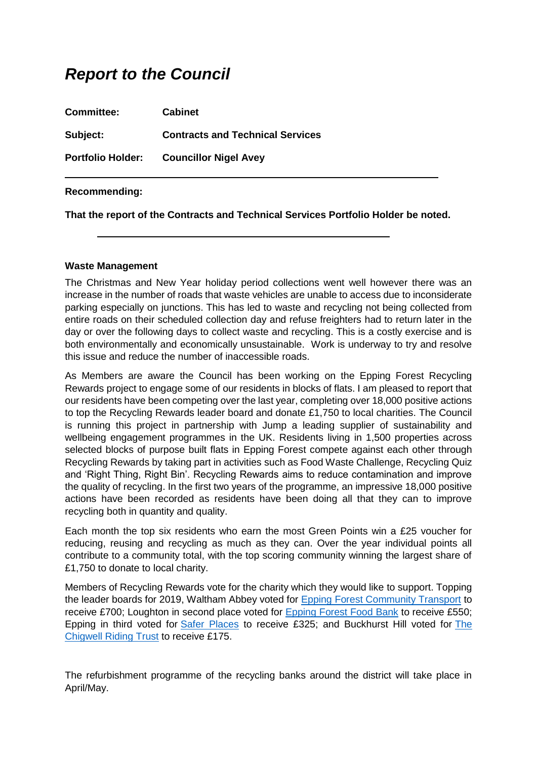# *Report to the Council*

**Committee:** **Cabinet**

**Subject:** **Contracts and Technical Services**

**Portfolio Holder:** **Councillor Nigel Avey**

---

**Recommending:**

**That the report of the Contracts and Technical Services Portfolio Holder be noted.**

---

**Waste Management**

The Christmas and New Year holiday period collections went well however there was an increase in the number of roads that waste vehicles are unable to access due to inconsiderate parking especially on junctions. This has led to waste and recycling not being collected from entire roads on their scheduled collection day and refuse freighters had to return later in the day or over the following days to collect waste and recycling. This is a costly exercise and is both environmentally and economically unsustainable. Work is underway to try and resolve this issue and reduce the number of inaccessible roads.

As Members are aware the Council has been working on the Epping Forest Recycling Rewards project to engage some of our residents in blocks of flats. I am pleased to report that our residents have been competing over the last year, completing over 18,000 positive actions to top the Recycling Rewards leader board and donate £1,750 to local charities. The Council is running this project in partnership with Jump a leading supplier of sustainability and wellbeing engagement programmes in the UK. Residents living in 1,500 properties across selected blocks of purpose built flats in Epping Forest compete against each other through Recycling Rewards by taking part in activities such as Food Waste Challenge, Recycling Quiz and 'Right Thing, Right Bin'. Recycling Rewards aims to reduce contamination and improve the quality of recycling. In the first two years of the programme, an impressive 18,000 positive actions have been recorded as residents have been doing all that they can to improve recycling both in quantity and quality.

Each month the top six residents who earn the most Green Points win a £25 voucher for reducing, reusing and recycling as much as they can. Over the year individual points all contribute to a community total, with the top scoring community winning the largest share of £1,750 to donate to local charity.

Members of Recycling Rewards vote for the charity which they would like to support. Topping the leader boards for 2019, Waltham Abbey voted for Epping Forest Community Transport to receive £700; Loughton in second place voted for Epping Forest Food Bank to receive £550; Epping in third voted for Safer Places to receive £325; and Buckhurst Hill voted for The Chigwell Riding Trust to receive £175.

The refurbishment programme of the recycling banks around the district will take place in April/May.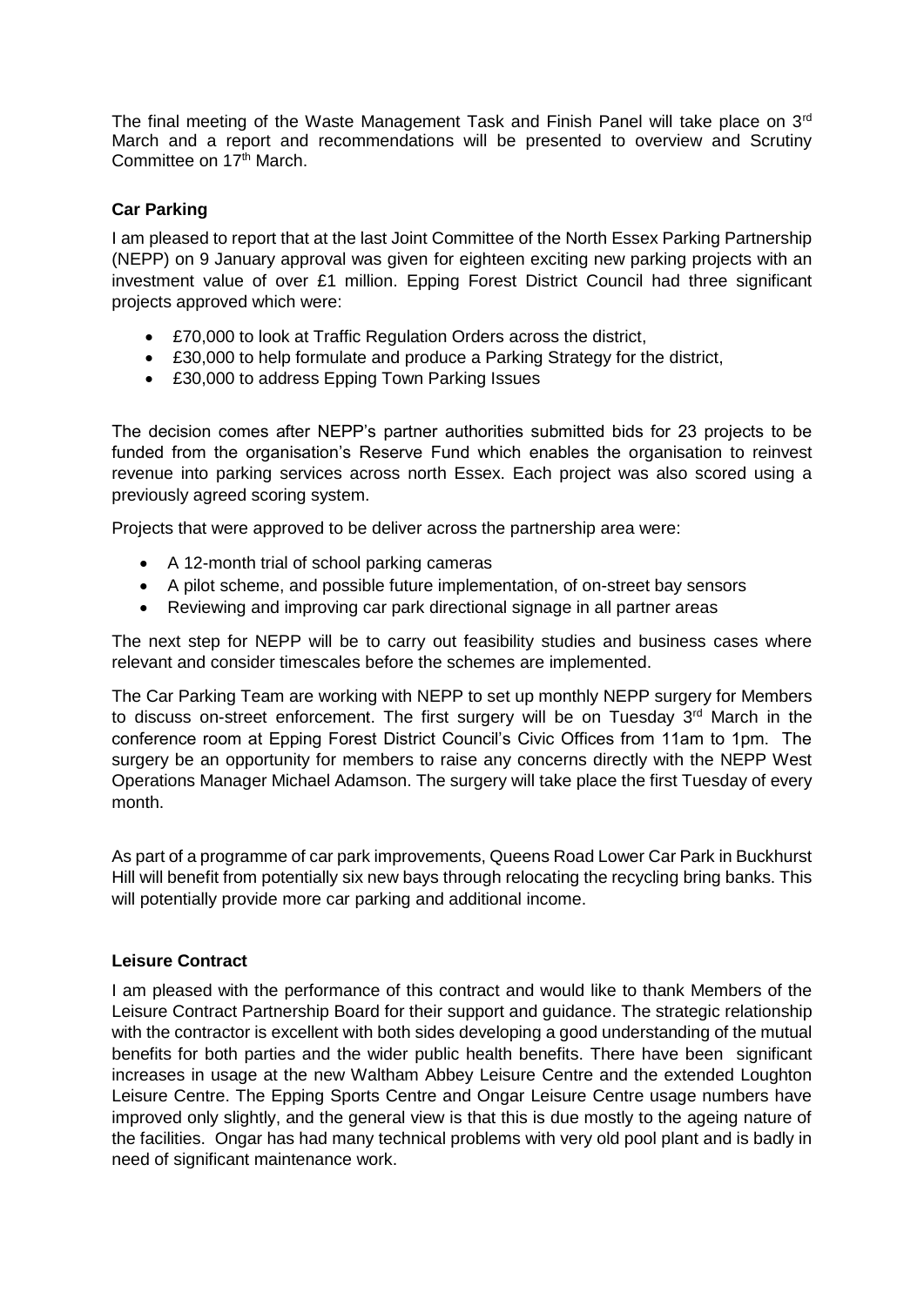The final meeting of the Waste Management Task and Finish Panel will take place on 3rd March and a report and recommendations will be presented to overview and Scrutiny Committee on 17th March.

**Car Parking**

I am pleased to report that at the last Joint Committee of the North Essex Parking Partnership (NEPP) on 9 January approval was given for eighteen exciting new parking projects with an investment value of over £1 million. Epping Forest District Council had three significant projects approved which were:

- £70,000 to look at Traffic Regulation Orders across the district,
- £30,000 to help formulate and produce a Parking Strategy for the district,
- £30,000 to address Epping Town Parking Issues

The decision comes after NEPP's partner authorities submitted bids for 23 projects to be funded from the organisation's Reserve Fund which enables the organisation to reinvest revenue into parking services across north Essex. Each project was also scored using a previously agreed scoring system.

Projects that were approved to be deliver across the partnership area were:

- A 12-month trial of school parking cameras
- A pilot scheme, and possible future implementation, of on-street bay sensors
- Reviewing and improving car park directional signage in all partner areas

The next step for NEPP will be to carry out feasibility studies and business cases where relevant and consider timescales before the schemes are implemented.

The Car Parking Team are working with NEPP to set up monthly NEPP surgery for Members to discuss on-street enforcement. The first surgery will be on Tuesday 3rd March in the conference room at Epping Forest District Council's Civic Offices from 11am to 1pm. The surgery be an opportunity for members to raise any concerns directly with the NEPP West Operations Manager Michael Adamson. The surgery will take place the first Tuesday of every month.

As part of a programme of car park improvements, Queens Road Lower Car Park in Buckhurst Hill will benefit from potentially six new bays through relocating the recycling bring banks. This will potentially provide more car parking and additional income.

**Leisure Contract**

I am pleased with the performance of this contract and would like to thank Members of the Leisure Contract Partnership Board for their support and guidance. The strategic relationship with the contractor is excellent with both sides developing a good understanding of the mutual benefits for both parties and the wider public health benefits. There have been significant increases in usage at the new Waltham Abbey Leisure Centre and the extended Loughton Leisure Centre. The Epping Sports Centre and Ongar Leisure Centre usage numbers have improved only slightly, and the general view is that this is due mostly to the ageing nature of the facilities. Ongar has had many technical problems with very old pool plant and is badly in need of significant maintenance work.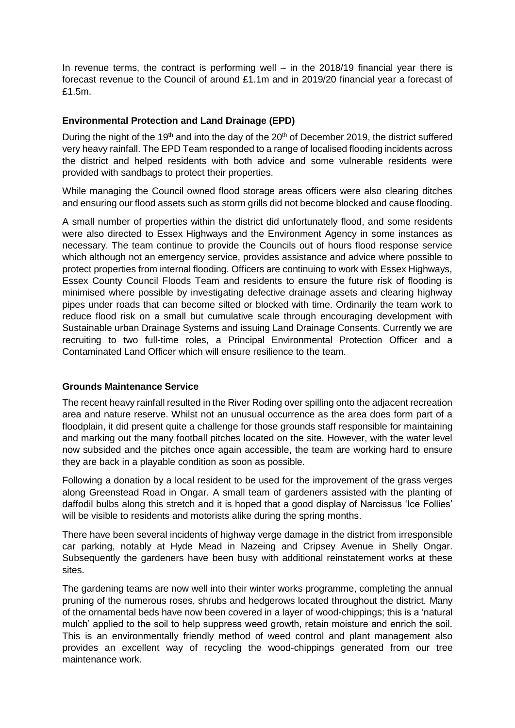In revenue terms, the contract is performing well – in the 2018/19 financial year there is forecast revenue to the Council of around £1.1m and in 2019/20 financial year a forecast of £1.5m.

**Environmental Protection and Land Drainage (EPD)**

During the night of the 19th and into the day of the 20th of December 2019, the district suffered very heavy rainfall. The EPD Team responded to a range of localised flooding incidents across the district and helped residents with both advice and some vulnerable residents were provided with sandbags to protect their properties.

While managing the Council owned flood storage areas officers were also clearing ditches and ensuring our flood assets such as storm grills did not become blocked and cause flooding.

A small number of properties within the district did unfortunately flood, and some residents were also directed to Essex Highways and the Environment Agency in some instances as necessary. The team continue to provide the Councils out of hours flood response service which although not an emergency service, provides assistance and advice where possible to protect properties from internal flooding. Officers are continuing to work with Essex Highways, Essex County Council Floods Team and residents to ensure the future risk of flooding is minimised where possible by investigating defective drainage assets and clearing highway pipes under roads that can become silted or blocked with time. Ordinarily the team work to reduce flood risk on a small but cumulative scale through encouraging development with Sustainable urban Drainage Systems and issuing Land Drainage Consents. Currently we are recruiting to two full-time roles, a Principal Environmental Protection Officer and a Contaminated Land Officer which will ensure resilience to the team.

**Grounds Maintenance Service**

The recent heavy rainfall resulted in the River Roding over spilling onto the adjacent recreation area and nature reserve. Whilst not an unusual occurrence as the area does form part of a floodplain, it did present quite a challenge for those grounds staff responsible for maintaining and marking out the many football pitches located on the site. However, with the water level now subsided and the pitches once again accessible, the team are working hard to ensure they are back in a playable condition as soon as possible.

Following a donation by a local resident to be used for the improvement of the grass verges along Greenstead Road in Ongar. A small team of gardeners assisted with the planting of daffodil bulbs along this stretch and it is hoped that a good display of Narcissus 'Ice Follies' will be visible to residents and motorists alike during the spring months.

There have been several incidents of highway verge damage in the district from irresponsible car parking, notably at Hyde Mead in Nazeing and Cripsey Avenue in Shelly Ongar. Subsequently the gardeners have been busy with additional reinstatement works at these sites.

The gardening teams are now well into their winter works programme, completing the annual pruning of the numerous roses, shrubs and hedgerows located throughout the district. Many of the ornamental beds have now been covered in a layer of wood-chippings; this is a 'natural mulch' applied to the soil to help suppress weed growth, retain moisture and enrich the soil. This is an environmentally friendly method of weed control and plant management also provides an excellent way of recycling the wood-chippings generated from our tree maintenance work.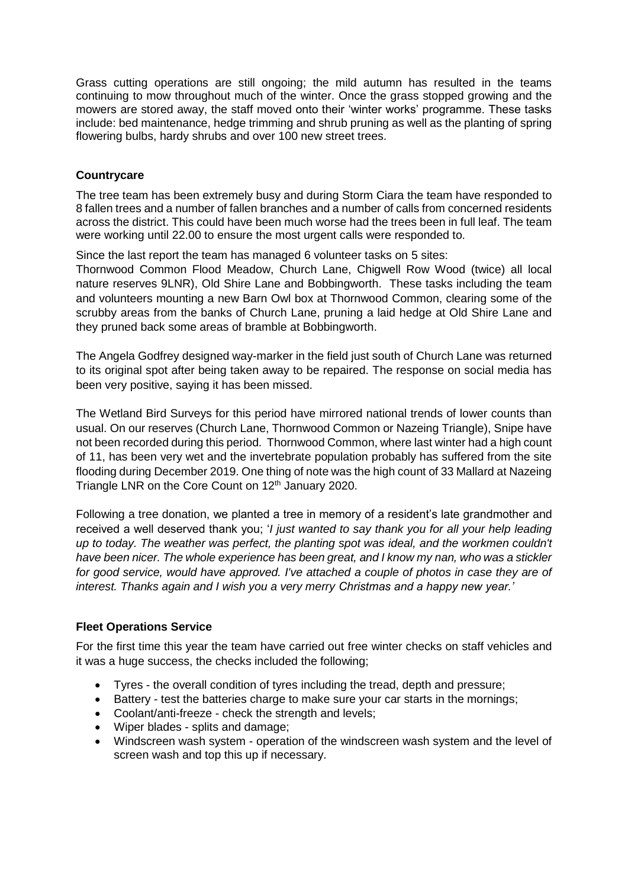Grass cutting operations are still ongoing; the mild autumn has resulted in the teams continuing to mow throughout much of the winter. Once the grass stopped growing and the mowers are stored away, the staff moved onto their 'winter works' programme. These tasks include: bed maintenance, hedge trimming and shrub pruning as well as the planting of spring flowering bulbs, hardy shrubs and over 100 new street trees.

**Countrycare**

The tree team has been extremely busy and during Storm Ciara the team have responded to 8 fallen trees and a number of fallen branches and a number of calls from concerned residents across the district. This could have been much worse had the trees been in full leaf. The team were working until 22.00 to ensure the most urgent calls were responded to.

Since the last report the team has managed 6 volunteer tasks on 5 sites:
Thornwood Common Flood Meadow, Church Lane, Chigwell Row Wood (twice) all local nature reserves 9LNR), Old Shire Lane and Bobbingworth. These tasks including the team and volunteers mounting a new Barn Owl box at Thornwood Common, clearing some of the scrubby areas from the banks of Church Lane, pruning a laid hedge at Old Shire Lane and they pruned back some areas of bramble at Bobbingworth.

The Angela Godfrey designed way-marker in the field just south of Church Lane was returned to its original spot after being taken away to be repaired. The response on social media has been very positive, saying it has been missed.

The Wetland Bird Surveys for this period have mirrored national trends of lower counts than usual. On our reserves (Church Lane, Thornwood Common or Nazeing Triangle), Snipe have not been recorded during this period. Thornwood Common, where last winter had a high count of 11, has been very wet and the invertebrate population probably has suffered from the site flooding during December 2019. One thing of note was the high count of 33 Mallard at Nazeing Triangle LNR on the Core Count on 12th January 2020.

Following a tree donation, we planted a tree in memory of a resident's late grandmother and received a well deserved thank you; '*I just wanted to say thank you for all your help leading up to today. The weather was perfect, the planting spot was ideal, and the workmen couldn't have been nicer. The whole experience has been great, and I know my nan, who was a stickler for good service, would have approved. I've attached a couple of photos in case they are of interest. Thanks again and I wish you a very merry Christmas and a happy new year.*'

**Fleet Operations Service**

For the first time this year the team have carried out free winter checks on staff vehicles and it was a huge success, the checks included the following;

- Tyres - the overall condition of tyres including the tread, depth and pressure;
- Battery - test the batteries charge to make sure your car starts in the mornings;
- Coolant/anti-freeze - check the strength and levels;
- Wiper blades - splits and damage;
- Windscreen wash system - operation of the windscreen wash system and the level of screen wash and top this up if necessary.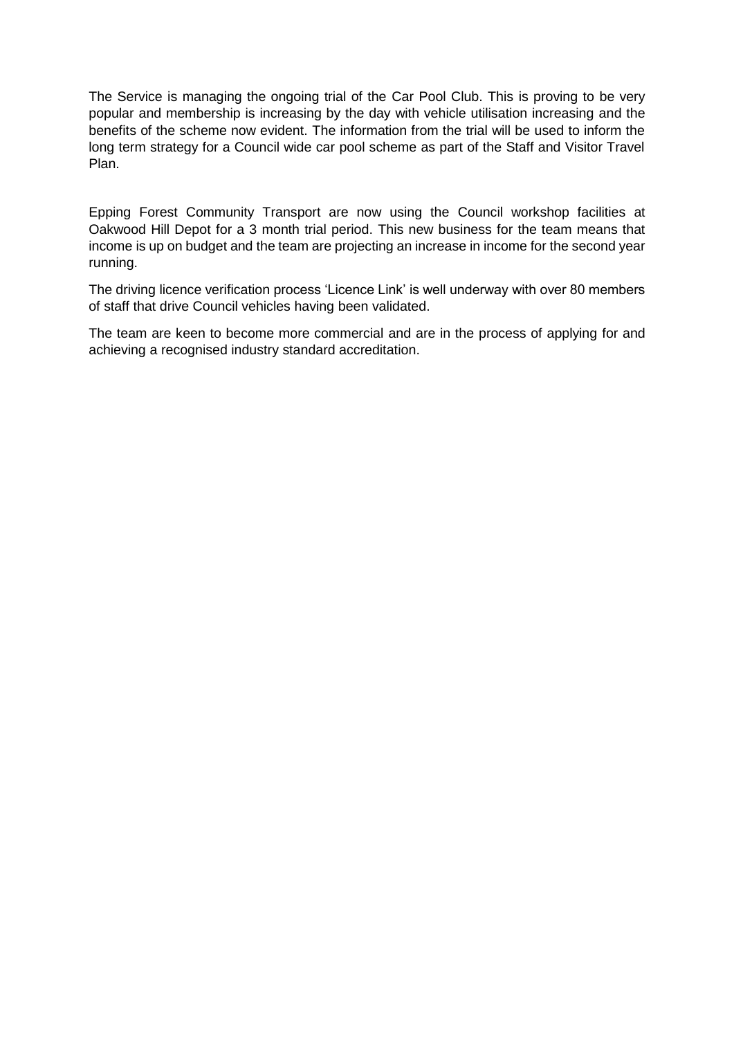The Service is managing the ongoing trial of the Car Pool Club. This is proving to be very popular and membership is increasing by the day with vehicle utilisation increasing and the benefits of the scheme now evident. The information from the trial will be used to inform the long term strategy for a Council wide car pool scheme as part of the Staff and Visitor Travel Plan.

Epping Forest Community Transport are now using the Council workshop facilities at Oakwood Hill Depot for a 3 month trial period. This new business for the team means that income is up on budget and the team are projecting an increase in income for the second year running.

The driving licence verification process 'Licence Link' is well underway with over 80 members of staff that drive Council vehicles having been validated.

The team are keen to become more commercial and are in the process of applying for and achieving a recognised industry standard accreditation.